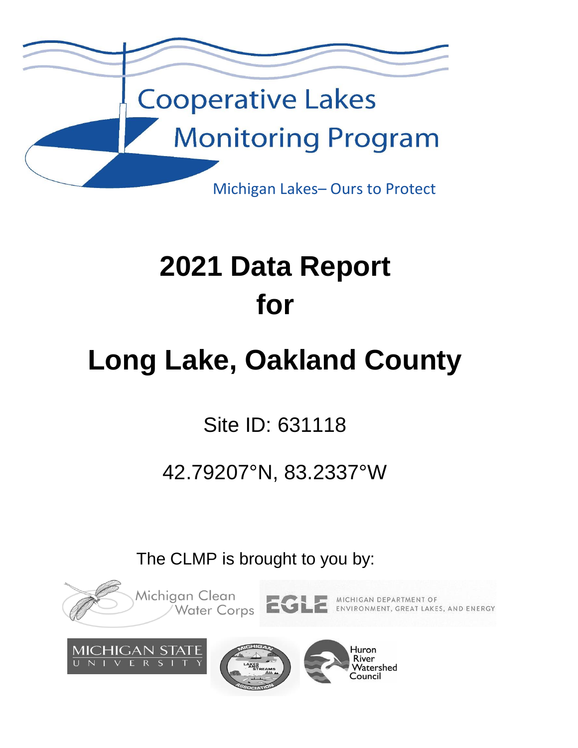Cooperative Lakes Monitoring Program

Michigan Lakes– Ours to Protect

# 2021 Data Report for

# Long Lake, Oakland County

Site ID: 631118

42.79207°N, 83.2337°W

The CLMP is brought to you by:

Michigan Clean Water Corps

EGLE Michigan Department of Environment, Great Lakes, and Energy

Michigan State University

Michigan Lakes and Streams Association

Huron River Watershed Council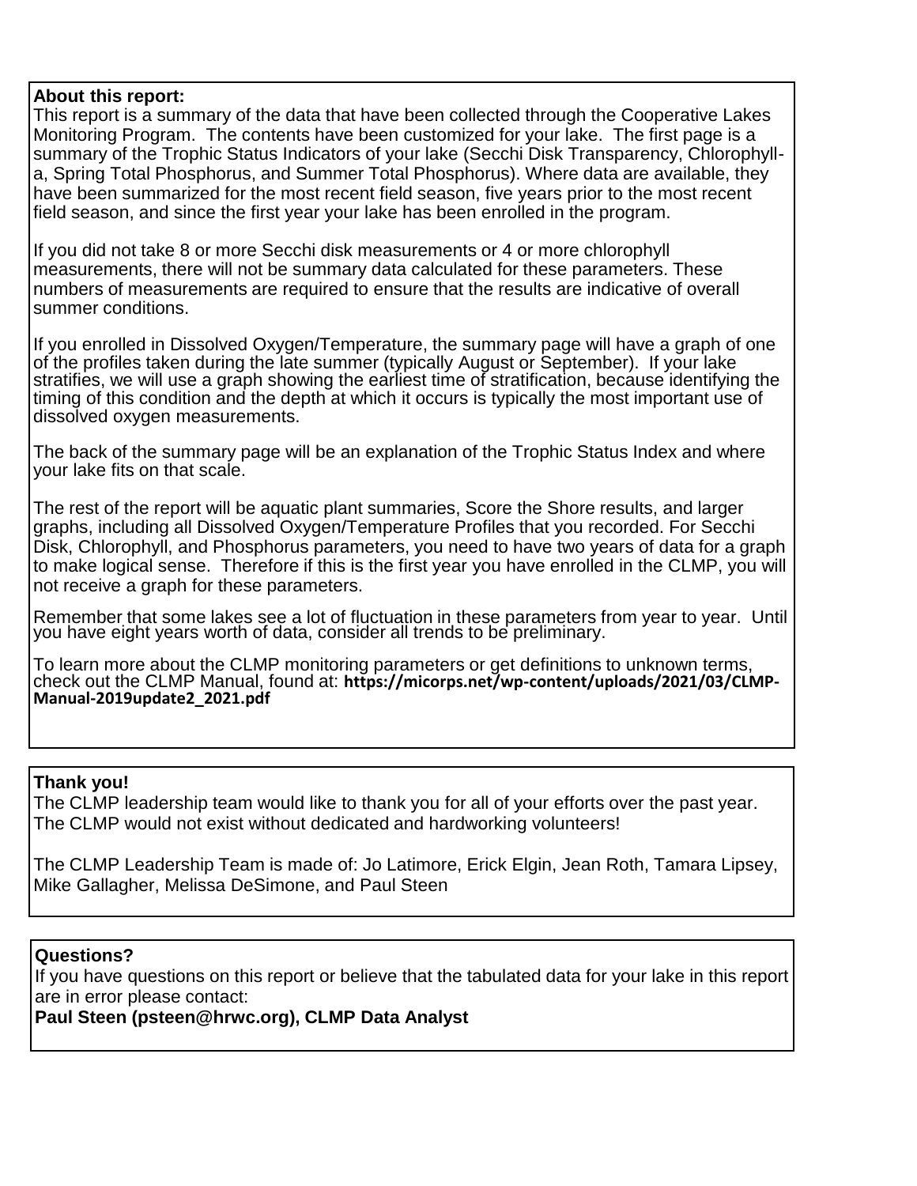**About this report:**

This report is a summary of the data that have been collected through the Cooperative Lakes Monitoring Program. The contents have been customized for your lake. The first page is a summary of the Trophic Status Indicators of your lake (Secchi Disk Transparency, Chlorophyll-a, Spring Total Phosphorus, and Summer Total Phosphorus). Where data are available, they have been summarized for the most recent field season, five years prior to the most recent field season, and since the first year your lake has been enrolled in the program.

If you did not take 8 or more Secchi disk measurements or 4 or more chlorophyll measurements, there will not be summary data calculated for these parameters. These numbers of measurements are required to ensure that the results are indicative of overall summer conditions.

If you enrolled in Dissolved Oxygen/Temperature, the summary page will have a graph of one of the profiles taken during the late summer (typically August or September). If your lake stratifies, we will use a graph showing the earliest time of stratification, because identifying the timing of this condition and the depth at which it occurs is typically the most important use of dissolved oxygen measurements.

The back of the summary page will be an explanation of the Trophic Status Index and where your lake fits on that scale.

The rest of the report will be aquatic plant summaries, Score the Shore results, and larger graphs, including all Dissolved Oxygen/Temperature Profiles that you recorded. For Secchi Disk, Chlorophyll, and Phosphorus parameters, you need to have two years of data for a graph to make logical sense. Therefore if this is the first year you have enrolled in the CLMP, you will not receive a graph for these parameters.

Remember that some lakes see a lot of fluctuation in these parameters from year to year. Until you have eight years worth of data, consider all trends to be preliminary.

To learn more about the CLMP monitoring parameters or get definitions to unknown terms, check out the CLMP Manual, found at: **https://micorps.net/wp-content/uploads/2021/03/CLMP-Manual-2019update2_2021.pdf**

**Thank you!**

The CLMP leadership team would like to thank you for all of your efforts over the past year. The CLMP would not exist without dedicated and hardworking volunteers!

The CLMP Leadership Team is made of: Jo Latimore, Erick Elgin, Jean Roth, Tamara Lipsey, Mike Gallagher, Melissa DeSimone, and Paul Steen

**Questions?**

If you have questions on this report or believe that the tabulated data for your lake in this report are in error please contact:

**Paul Steen (psteen@hrwc.org), CLMP Data Analyst**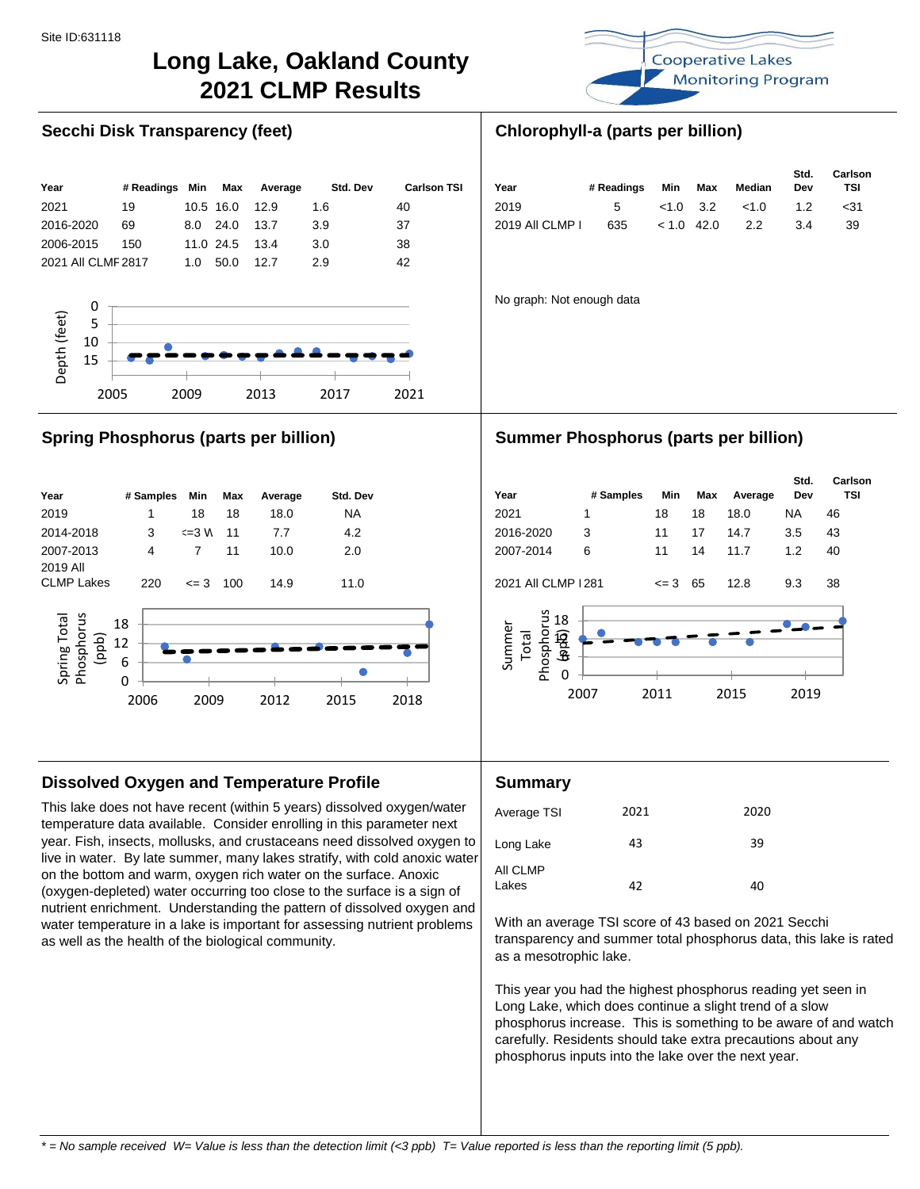Site ID:631118

# Long Lake, Oakland County
# 2021 CLMP Results

Cooperative Lakes Monitoring Program

## Secchi Disk Transparency (feet)

| Year | # Readings | Min | Max | Average | Std. Dev | Carlson TSI |
|---|---|---|---|---|---|---|
| 2021 | 19 | 10.5 | 16.0 | 12.9 | 1.6 | 40 |
| 2016-2020 | 69 | 8.0 | 24.0 | 13.7 | 3.9 | 37 |
| 2006-2015 | 150 | 11.0 | 24.5 | 13.4 | 3.0 | 38 |
| 2021 All CLMF | 2817 | 1.0 | 50.0 | 12.7 | 2.9 | 42 |

## Chlorophyll-a (parts per billion)

| Year | # Readings | Min | Max | Median | Std. Dev | Carlson TSI |
|---|---|---|---|---|---|---|
| 2019 | 5 | <1.0 | 3.2 | <1.0 | 1.2 | <31 |
| 2019 All CLMP I | 635 | < 1.0 | 42.0 | 2.2 | 3.4 | 39 |

No graph: Not enough data

## Spring Phosphorus (parts per billion)

| Year | # Samples | Min | Max | Average | Std. Dev |
|---|---|---|---|---|---|
| 2019 | 1 | 18 | 18 | 18.0 | NA |
| 2014-2018 | 3 | <=3 W | 11 | 7.7 | 4.2 |
| 2007-2013 | 4 | 7 | 11 | 10.0 | 2.0 |
| 2019 All CLMP Lakes | 220 | <= 3 | 100 | 14.9 | 11.0 |

## Summer Phosphorus (parts per billion)

| Year | # Samples | Min | Max | Average | Std. Dev | Carlson TSI |
|---|---|---|---|---|---|---|
| 2021 | 1 | 18 | 18 | 18.0 | NA | 46 |
| 2016-2020 | 3 | 11 | 17 | 14.7 | 3.5 | 43 |
| 2007-2014 | 6 | 11 | 14 | 11.7 | 1.2 | 40 |
| 2021 All CLMP I | 281 | <= 3 | 65 | 12.8 | 9.3 | 38 |

## Dissolved Oxygen and Temperature Profile

This lake does not have recent (within 5 years) dissolved oxygen/water temperature data available. Consider enrolling in this parameter next year. Fish, insects, mollusks, and crustaceans need dissolved oxygen to live in water. By late summer, many lakes stratify, with cold anoxic water on the bottom and warm, oxygen rich water on the surface. Anoxic (oxygen-depleted) water occurring too close to the surface is a sign of nutrient enrichment. Understanding the pattern of dissolved oxygen and water temperature in a lake is important for assessing nutrient problems as well as the health of the biological community.

## Summary

| Average TSI | 2021 | 2020 |
|---|---|---|
| Long Lake | 43 | 39 |
| All CLMP Lakes | 42 | 40 |

With an average TSI score of 43 based on 2021 Secchi transparency and summer total phosphorus data, this lake is rated as a mesotrophic lake.

This year you had the highest phosphorus reading yet seen in Long Lake, which does continue a slight trend of a slow phosphorus increase. This is something to be aware of and watch carefully. Residents should take extra precautions about any phosphorus inputs into the lake over the next year.

*\* = No sample received W= Value is less than the detection limit (<3 ppb) T= Value reported is less than the reporting limit (5 ppb).*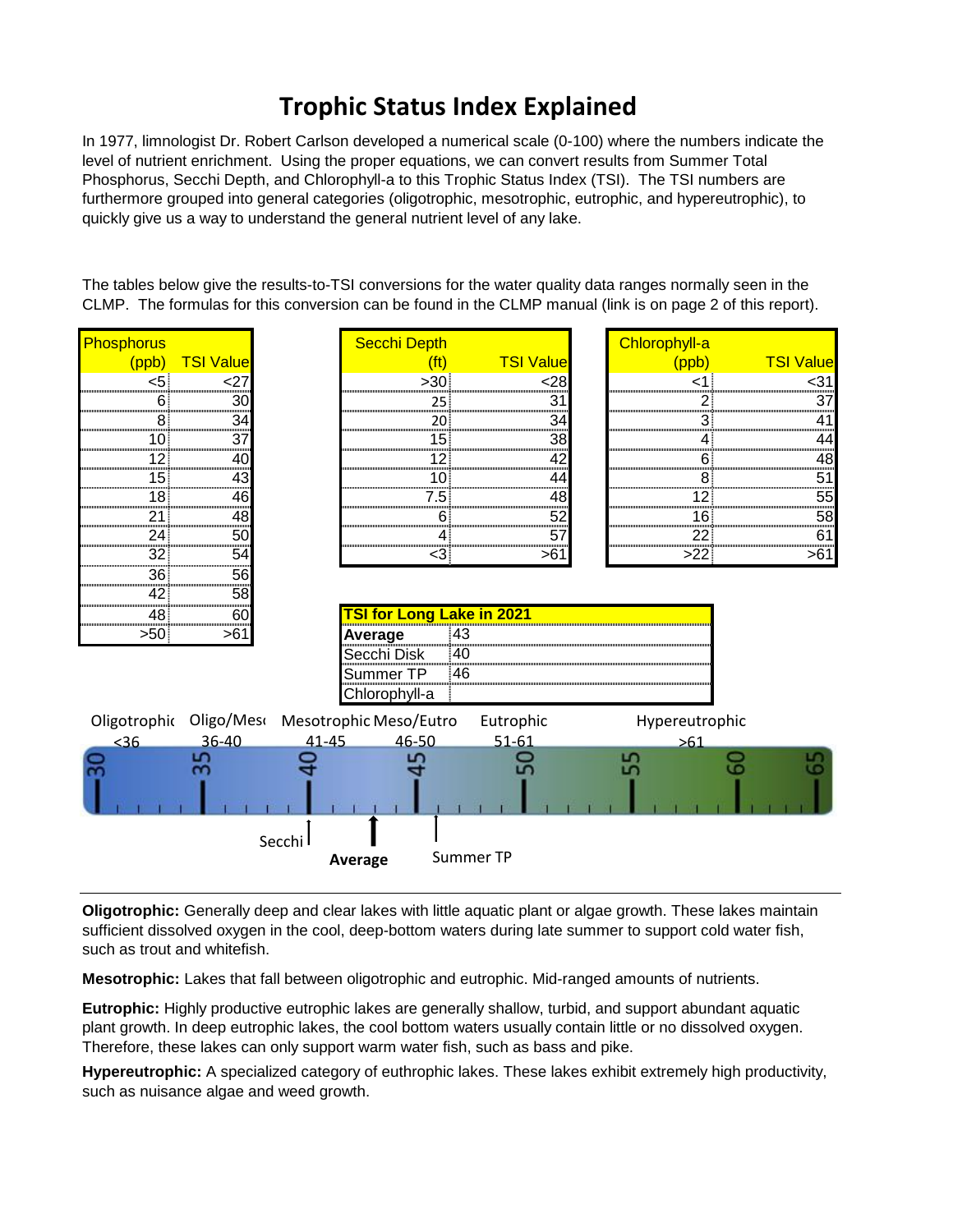# Trophic Status Index Explained

In 1977, limnologist Dr. Robert Carlson developed a numerical scale (0-100) where the numbers indicate the level of nutrient enrichment. Using the proper equations, we can convert results from Summer Total Phosphorus, Secchi Depth, and Chlorophyll-a to this Trophic Status Index (TSI). The TSI numbers are furthermore grouped into general categories (oligotrophic, mesotrophic, eutrophic, and hypereutrophic), to quickly give us a way to understand the general nutrient level of any lake.

The tables below give the results-to-TSI conversions for the water quality data ranges normally seen in the CLMP. The formulas for this conversion can be found in the CLMP manual (link is on page 2 of this report).

| Phosphorus (ppb) | TSI Value |
|---|---|
| <5 | <27 |
| 6 | 30 |
| 8 | 34 |
| 10 | 37 |
| 12 | 40 |
| 15 | 43 |
| 18 | 46 |
| 21 | 48 |
| 24 | 50 |
| 32 | 54 |
| 36 | 56 |
| 42 | 58 |
| 48 | 60 |
| >50 | >61 |

| Secchi Depth (ft) | TSI Value |
|---|---|
| >30 | <28 |
| 25 | 31 |
| 20 | 34 |
| 15 | 38 |
| 12 | 42 |
| 10 | 44 |
| 7.5 | 48 |
| 6 | 52 |
| 4 | 57 |
| <3 | >61 |

| Chlorophyll-a (ppb) | TSI Value |
|---|---|
| <1 | <31 |
| 2 | 37 |
| 3 | 41 |
| 4 | 44 |
| 6 | 48 |
| 8 | 51 |
| 12 | 55 |
| 16 | 58 |
| 22 | 61 |
| >22 | >61 |

| TSI for Long Lake in 2021 | |
|---|---|
| **Average** | 43 |
| Secchi Disk | 40 |
| Summer TP | 46 |
| Chlorophyll-a | |

| Oligotrophic | Oligo/Meso | Mesotrophic | Meso/Eutro | Eutrophic | Hypereutrophic |
|---|---|---|---|---|---|
| <36 | 36-40 | 41-45 | 46-50 | 51-61 | >61 |

Scale markers: Secchi (40), **Average** (43), Summer TP (46)

---

**Oligotrophic:** Generally deep and clear lakes with little aquatic plant or algae growth. These lakes maintain sufficient dissolved oxygen in the cool, deep-bottom waters during late summer to support cold water fish, such as trout and whitefish.

**Mesotrophic:** Lakes that fall between oligotrophic and eutrophic. Mid-ranged amounts of nutrients.

**Eutrophic:** Highly productive eutrophic lakes are generally shallow, turbid, and support abundant aquatic plant growth. In deep eutrophic lakes, the cool bottom waters usually contain little or no dissolved oxygen. Therefore, these lakes can only support warm water fish, such as bass and pike.

**Hypereutrophic:** A specialized category of euthrophic lakes. These lakes exhibit extremely high productivity, such as nuisance algae and weed growth.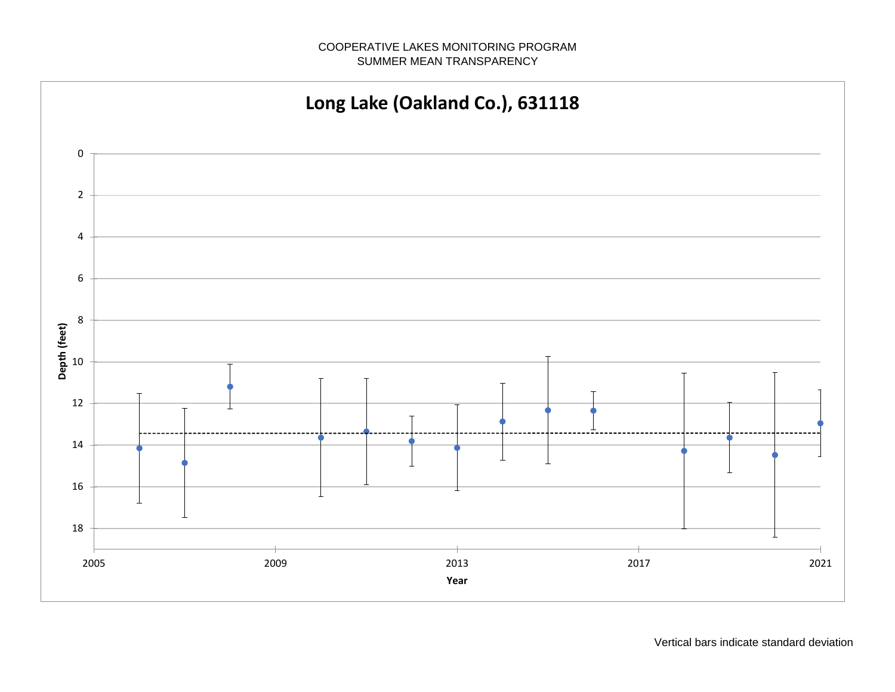COOPERATIVE LAKES MONITORING PROGRAM
SUMMER MEAN TRANSPARENCY

## Long Lake (Oakland Co.), 631118

Vertical bars indicate standard deviation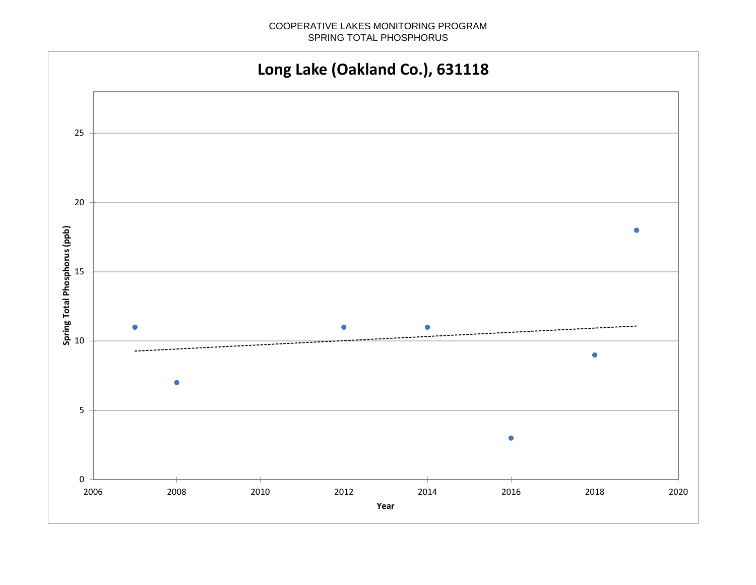COOPERATIVE LAKES MONITORING PROGRAM
SPRING TOTAL PHOSPHORUS

## Long Lake (Oakland Co.), 631118

| Year | Spring Total Phosphorus (ppb) |
| --- | --- |
| 2007 | 11 |
| 2008 | 7 |
| 2012 | 11 |
| 2014 | 11 |
| 2016 | 3 |
| 2018 | 9 |
| 2019 | 18 |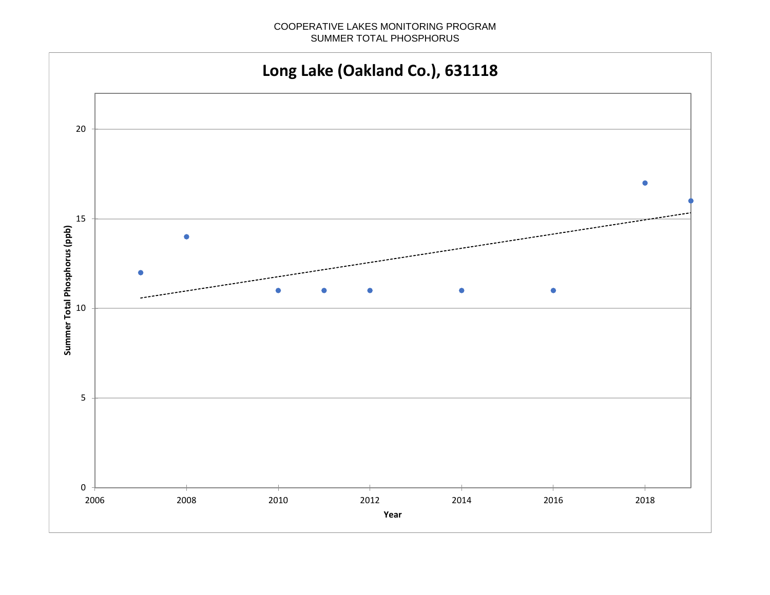COOPERATIVE LAKES MONITORING PROGRAM
SUMMER TOTAL PHOSPHORUS

**Long Lake (Oakland Co.), 631118**

Summer Total Phosphorus (ppb)

20
15
10
5
0

2006
2008
2010
2012
2014
2016
2018

Year